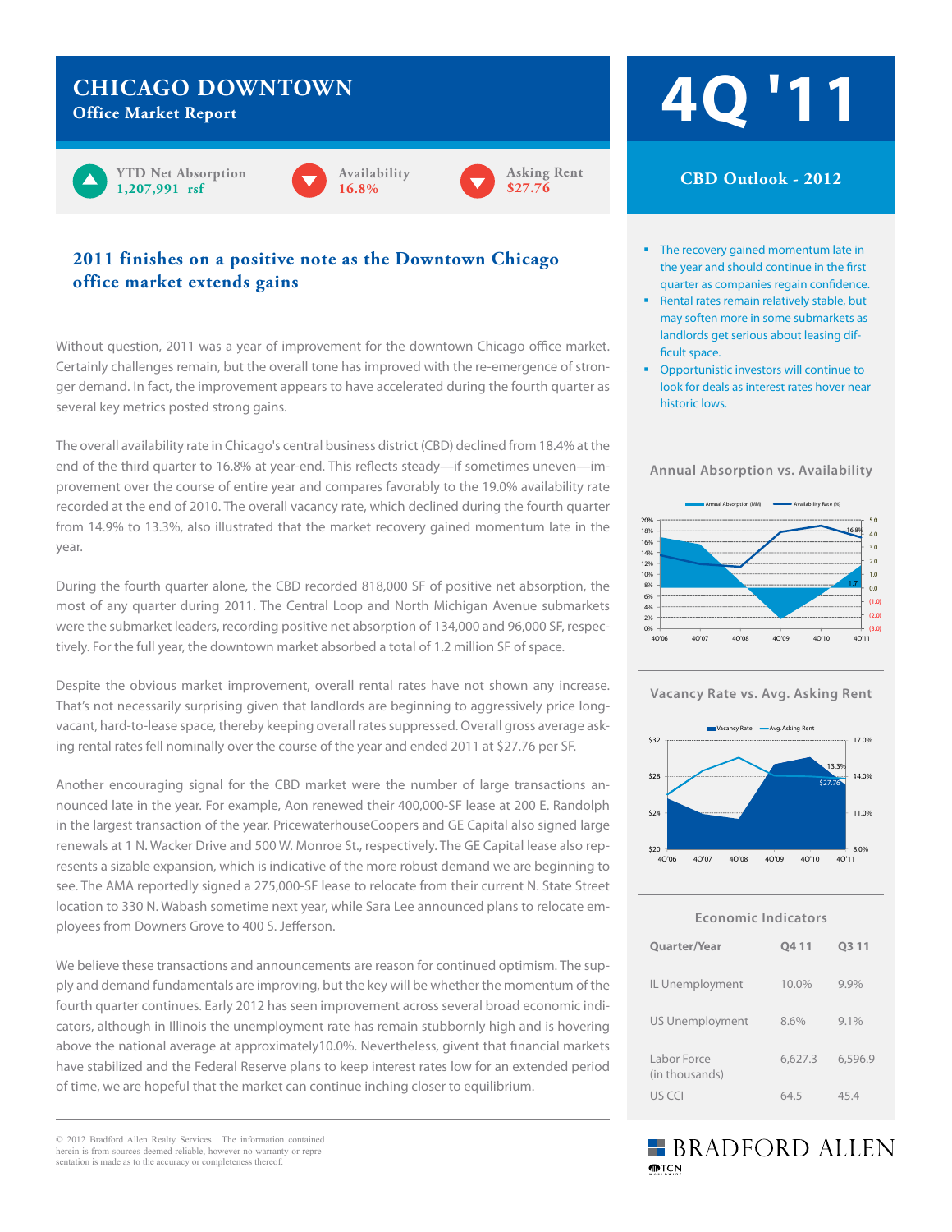# CHICAGO DOWNTOWN

## Office Market Report

**4Q '11**

YTD Net Absorption **1,207,991 rsf**

Availability **16.8%**

Asking Rent **$27.76**

## 2011 finishes on a positive note as the Downtown Chicago office market extends gains

Without question, 2011 was a year of improvement for the downtown Chicago office market. Certainly challenges remain, but the overall tone has improved with the re-emergence of stronger demand. In fact, the improvement appears to have accelerated during the fourth quarter as several key metrics posted strong gains.

The overall availability rate in Chicago's central business district (CBD) declined from 18.4% at the end of the third quarter to 16.8% at year-end. This reflects steady—if sometimes uneven—improvement over the course of entire year and compares favorably to the 19.0% availability rate recorded at the end of 2010. The overall vacancy rate, which declined during the fourth quarter from 14.9% to 13.3%, also illustrated that the market recovery gained momentum late in the year.

During the fourth quarter alone, the CBD recorded 818,000 SF of positive net absorption, the most of any quarter during 2011. The Central Loop and North Michigan Avenue submarkets were the submarket leaders, recording positive net absorption of 134,000 and 96,000 SF, respectively. For the full year, the downtown market absorbed a total of 1.2 million SF of space.

Despite the obvious market improvement, overall rental rates have not shown any increase. That's not necessarily surprising given that landlords are beginning to aggressively price long-vacant, hard-to-lease space, thereby keeping overall rates suppressed. Overall gross average asking rental rates fell nominally over the course of the year and ended 2011 at $27.76 per SF.

Another encouraging signal for the CBD market were the number of large transactions announced late in the year. For example, Aon renewed their 400,000-SF lease at 200 E. Randolph in the largest transaction of the year. PricewaterhouseCoopers and GE Capital also signed large renewals at 1 N. Wacker Drive and 500 W. Monroe St., respectively. The GE Capital lease also represents a sizable expansion, which is indicative of the more robust demand we are beginning to see. The AMA reportedly signed a 275,000-SF lease to relocate from their current N. State Street location to 330 N. Wabash sometime next year, while Sara Lee announced plans to relocate employees from Downers Grove to 400 S. Jefferson.

We believe these transactions and announcements are reason for continued optimism. The supply and demand fundamentals are improving, but the key will be whether the momentum of the fourth quarter continues. Early 2012 has seen improvement across several broad economic indicators, although in Illinois the unemployment rate has remain stubbornly high and is hovering above the national average at approximately10.0%. Nevertheless, givent that financial markets have stabilized and the Federal Reserve plans to keep interest rates low for an extended period of time, we are hopeful that the market can continue inching closer to equilibrium.

## CBD Outlook - 2012

- The recovery gained momentum late in the year and should continue in the first quarter as companies regain confidence.
- Rental rates remain relatively stable, but may soften more in some submarkets as landlords get serious about leasing difficult space.
- Opportunistic investors will continue to look for deals as interest rates hover near historic lows.

### Annual Absorption vs. Availability

### Vacancy Rate vs. Avg. Asking Rent

### Economic Indicators

| Quarter/Year | Q4 11 | Q3 11 |
|---|---|---|
| IL Unemployment | 10.0% | 9.9% |
| US Unemployment | 8.6% | 9.1% |
| Labor Force (in thousands) | 6,627.3 | 6,596.9 |
| US CCI | 64.5 | 45.4 |

© 2012 Bradford Allen Realty Services. The information contained herein is from sources deemed reliable, however no warranty or representation is made as to the accuracy or completeness thereof.

BRADFORD ALLEN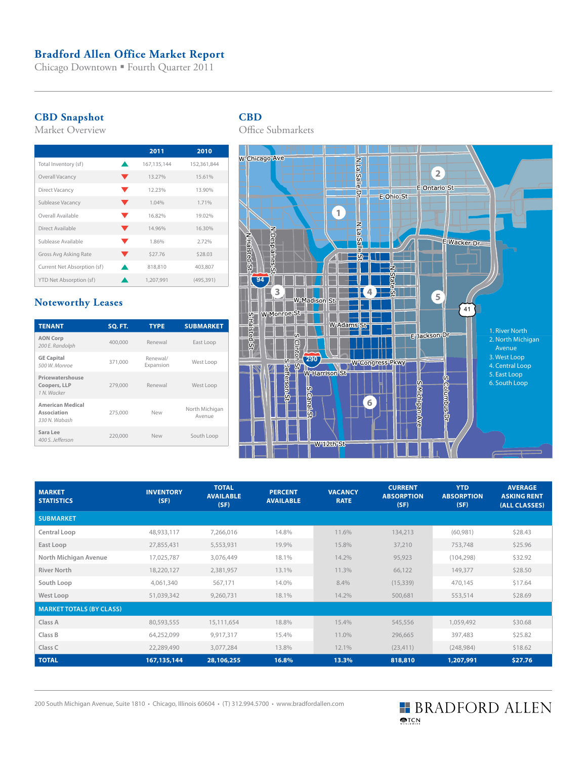# Bradford Allen Office Market Report

Chicago Downtown ▪ Fourth Quarter 2011

## CBD Snapshot

Market Overview

| | | 2011 | 2010 |
|---|---|---|---|
| Total Inventory (sf) | ▲ | 167,135,144 | 152,361,844 |
| Overall Vacancy | ▼ | 13.27% | 15.61% |
| Direct Vacancy | ▼ | 12.23% | 13.90% |
| Sublease Vacancy | ▼ | 1.04% | 1.71% |
| Overall Available | ▼ | 16.82% | 19.02% |
| Direct Available | ▼ | 14.96% | 16.30% |
| Sublease Available | ▼ | 1.86% | 2.72% |
| Gross Avg Asking Rate | ▼ | $27.76 | $28.03 |
| Current Net Absorption (sf) | ▲ | 818,810 | 403,807 |
| YTD Net Absorption (sf) | ▲ | 1,207,991 | (495,391) |

## Noteworthy Leases

| TENANT | SQ. FT. | TYPE | SUBMARKET |
|---|---|---|---|
| **AON Corp** *200 E. Randolph* | 400,000 | Renewal | East Loop |
| **GE Capital** *500 W. Monroe* | 371,000 | Renewal/ Expansion | West Loop |
| **Pricewaterhouse Coopers, LLP** *1 N. Wacker* | 279,000 | Renewal | West Loop |
| **American Medical Association** *330 N. Wabash* | 275,000 | New | North Michigan Avenue |
| **Sara Lee** *400 S. Jefferson* | 220,000 | New | South Loop |

## CBD

Office Submarkets

W Chicago Ave
N La Salle Dr
E Ohio St
E Ontario St
E Wacker Dr
N Halsted St
N Desplaines St
N La Salle St
N State St
94
W Madison St
W Monroe St
W Adams St
E Jackson Dr
41
S Halsted St
S Clinton St
S Jefferson St
290
W Congress Pkwy
W Harrison St
S Canal St
S Michigan Ave
S Columbus Dr
W 12th St

1. River North
2. North Michigan Avenue
3. West Loop
4. Central Loop
5. East Loop
6. South Loop

| MARKET STATISTICS | INVENTORY (SF) | TOTAL AVAILABLE (SF) | PERCENT AVAILABLE | VACANCY RATE | CURRENT ABSORPTION (SF) | YTD ABSORPTION (SF) | AVERAGE ASKING RENT (ALL CLASSES) |
|---|---|---|---|---|---|---|---|
| **SUBMARKET** | | | | | | | |
| Central Loop | 48,933,117 | 7,266,016 | 14.8% | 11.6% | 134,213 | (60,981) | $28.43 |
| East Loop | 27,855,431 | 5,553,931 | 19.9% | 15.8% | 37,210 | 753,748 | $25.96 |
| North Michigan Avenue | 17,025,787 | 3,076,449 | 18.1% | 14.2% | 95,923 | (104,298) | $32.92 |
| River North | 18,220,127 | 2,381,957 | 13.1% | 11.3% | 66,122 | 149,377 | $28.50 |
| South Loop | 4,061,340 | 567,171 | 14.0% | 8.4% | (15,339) | 470,145 | $17.64 |
| West Loop | 51,039,342 | 9,260,731 | 18.1% | 14.2% | 500,681 | 553,514 | $28.69 |
| **MARKET TOTALS (BY CLASS)** | | | | | | | |
| Class A | 80,593,555 | 15,111,654 | 18.8% | 15.4% | 545,556 | 1,059,492 | $30.68 |
| Class B | 64,252,099 | 9,917,317 | 15.4% | 11.0% | 296,665 | 397,483 | $25.82 |
| Class C | 22,289,490 | 3,077,284 | 13.8% | 12.1% | (23,411) | (248,984) | $18.62 |
| **TOTAL** | **167,135,144** | **28,106,255** | **16.8%** | **13.3%** | **818,810** | **1,207,991** | **$27.76** |

200 South Michigan Avenue, Suite 1810 • Chicago, Illinois 60604 • (T) 312.994.5700 • www.bradfordallen.com

BRADFORD ALLEN
TCN WORLDWIDE